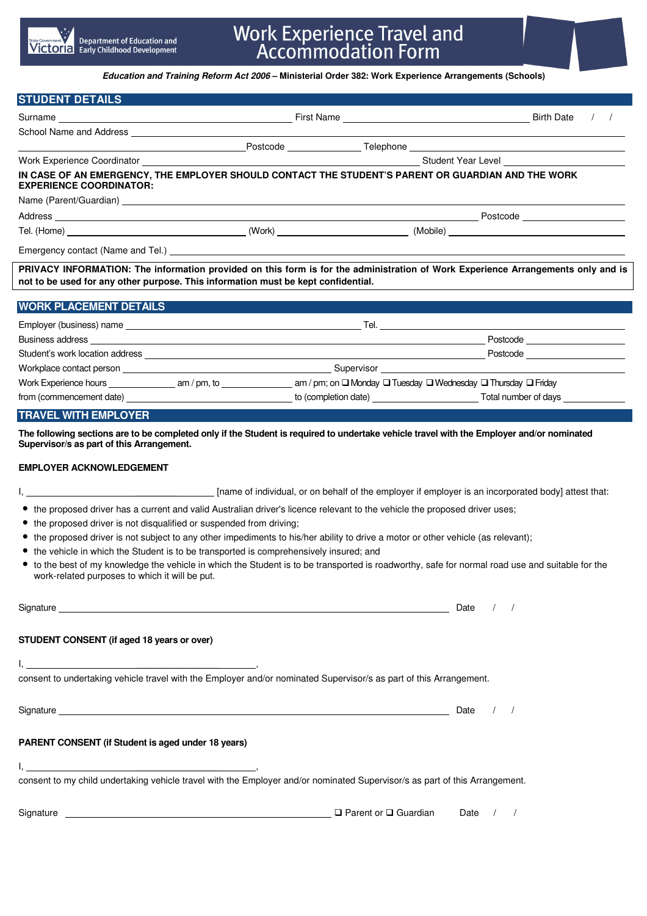Department of Education and Early Childhood Development

# Work Experience Travel and Accommodation Form

***Education and Training Reform Act 2006*** **– Ministerial Order 382: Work Experience Arrangements (Schools)**

## STUDENT DETAILS

Surname ______________________ First Name ______________________ Birth Date / /

School Name and Address ______________________

______________________ Postcode __________ Telephone ______________________

Work Experience Coordinator ______________________ Student Year Level __________

**IN CASE OF AN EMERGENCY, THE EMPLOYER SHOULD CONTACT THE STUDENT'S PARENT OR GUARDIAN AND THE WORK EXPERIENCE COORDINATOR:**

Name (Parent/Guardian) ______________________

Address ______________________ Postcode __________

Tel. (Home) __________ (Work) __________ (Mobile) __________

Emergency contact (Name and Tel.) ______________________

**PRIVACY INFORMATION: The information provided on this form is for the administration of Work Experience Arrangements only and is not to be used for any other purpose. This information must be kept confidential.**

## WORK PLACEMENT DETAILS

Employer (business) name ______________________ Tel. __________

Business address ______________________ Postcode __________

Student's work location address ______________________ Postcode __________

Workplace contact person ______________________ Supervisor ______________________

Work Experience hours __________ am / pm, to __________ am / pm; on ❑ Monday ❑ Tuesday ❑ Wednesday ❑ Thursday ❑ Friday

from (commencement date) __________ to (completion date) __________ Total number of days __________

## TRAVEL WITH EMPLOYER

**The following sections are to be completed only if the Student is required to undertake vehicle travel with the Employer and/or nominated Supervisor/s as part of this Arrangement.**

### EMPLOYER ACKNOWLEDGEMENT

I, ______________________ [name of individual, or on behalf of the employer if employer is an incorporated body] attest that:

- the proposed driver has a current and valid Australian driver's licence relevant to the vehicle the proposed driver uses;
- the proposed driver is not disqualified or suspended from driving;
- the proposed driver is not subject to any other impediments to his/her ability to drive a motor or other vehicle (as relevant);
- the vehicle in which the Student is to be transported is comprehensively insured; and
- to the best of my knowledge the vehicle in which the Student is to be transported is roadworthy, safe for normal road use and suitable for the work-related purposes to which it will be put.

Signature ______________________ Date / /

### STUDENT CONSENT (if aged 18 years or over)

I, ______________________,

consent to undertaking vehicle travel with the Employer and/or nominated Supervisor/s as part of this Arrangement.

Signature ______________________ Date / /

### PARENT CONSENT (if Student is aged under 18 years)

I, ______________________,

consent to my child undertaking vehicle travel with the Employer and/or nominated Supervisor/s as part of this Arrangement.

Signature ______________________ ❑ Parent or ❑ Guardian Date / /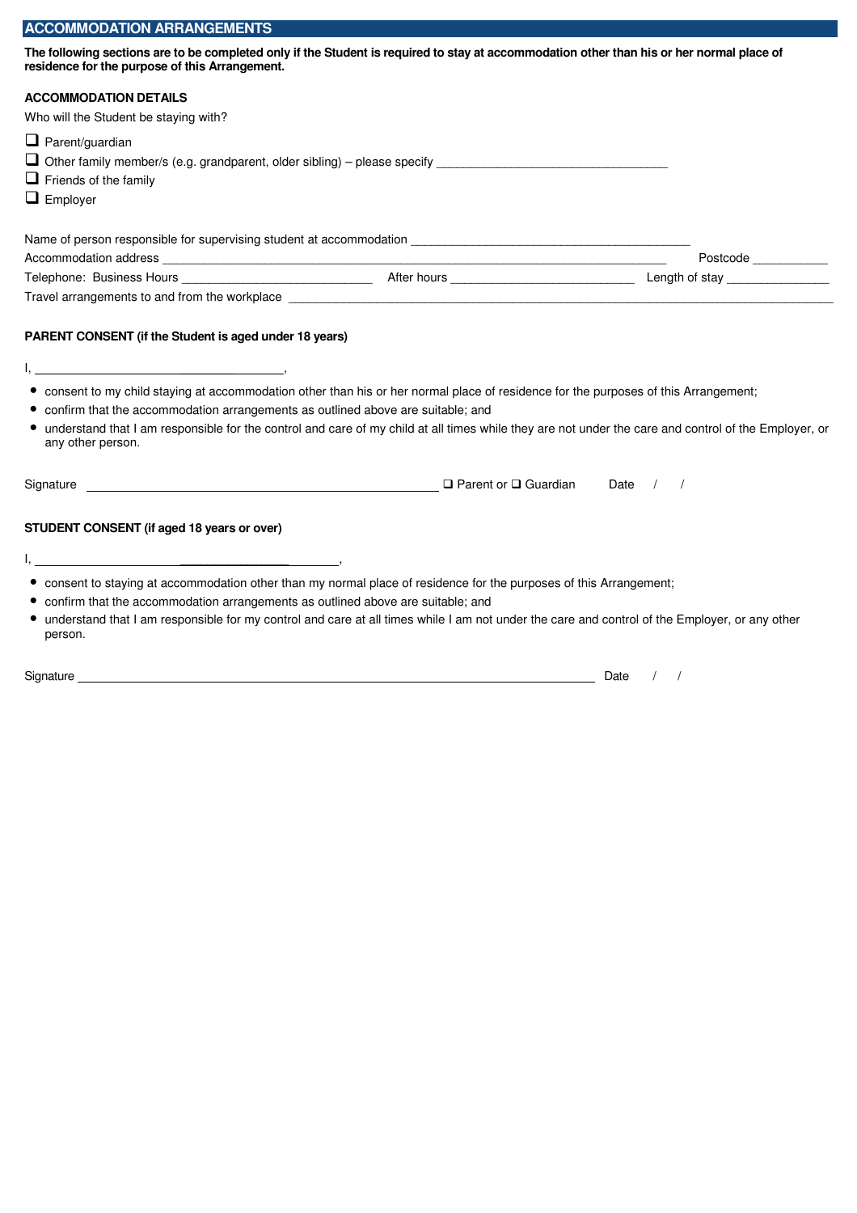## ACCOMMODATION ARRANGEMENTS

**The following sections are to be completed only if the Student is required to stay at accommodation other than his or her normal place of residence for the purpose of this Arrangement.**

### ACCOMMODATION DETAILS

Who will the Student be staying with?

- ❑ Parent/guardian
- ❑ Other family member/s (e.g. grandparent, older sibling) – please specify ________________________________
- ❑ Friends of the family
- ❑ Employer

Name of person responsible for supervising student at accommodation ________________________________________

Accommodation address ____________________________________________________________________________ Postcode __________

Telephone: Business Hours ___________________________ After hours __________________________ Length of stay ______________

Travel arrangements to and from the workplace ______________________________________________________________________________

### PARENT CONSENT (if the Student is aged under 18 years)

I, ____________________________________,

- consent to my child staying at accommodation other than his or her normal place of residence for the purposes of this Arrangement;
- confirm that the accommodation arrangements as outlined above are suitable; and
- understand that I am responsible for the control and care of my child at all times while they are not under the care and control of the Employer, or any other person.

Signature ________________________________________________ ❑ Parent or ❑ Guardian Date / /

### STUDENT CONSENT (if aged 18 years or over)

I, ____________________________________,

- consent to staying at accommodation other than my normal place of residence for the purposes of this Arrangement;
- confirm that the accommodation arrangements as outlined above are suitable; and
- understand that I am responsible for my control and care at all times while I am not under the care and control of the Employer, or any other person.

Signature ______________________________________________________________________ Date / /